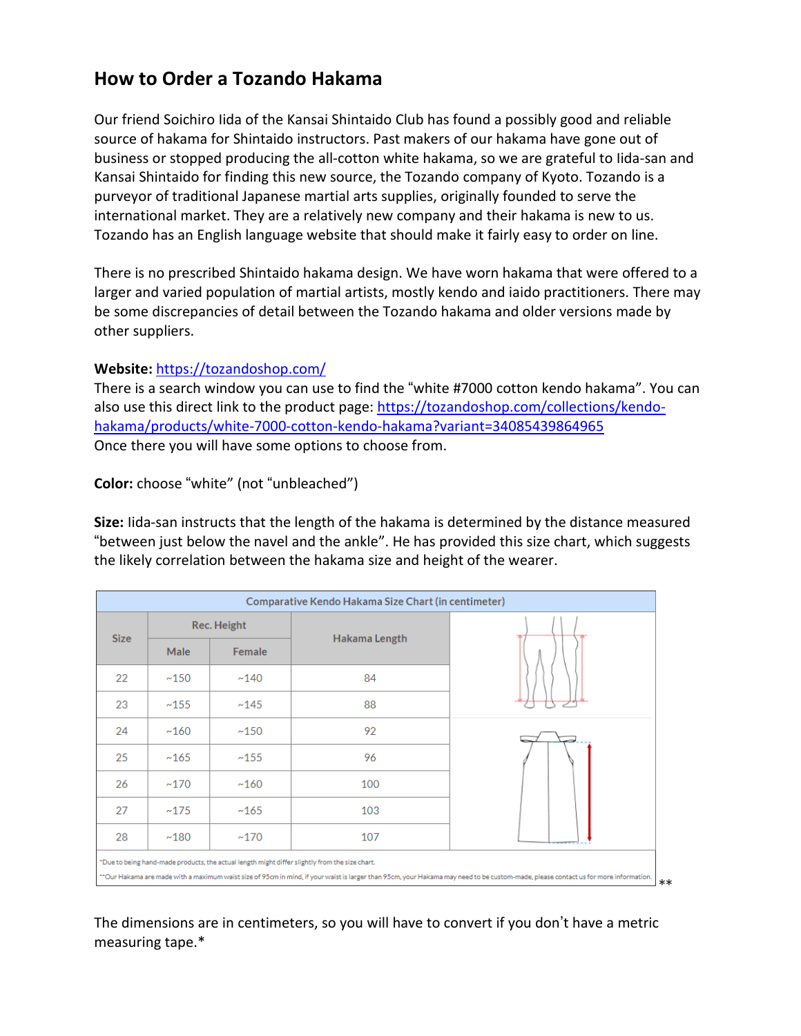## How to Order a Tozando Hakama

Our friend Soichiro Iida of the Kansai Shintaido Club has found a possibly good and reliable source of hakama for Shintaido instructors. Past makers of our hakama have gone out of business or stopped producing the all-cotton white hakama, so we are grateful to Iida-san and Kansai Shintaido for finding this new source, the Tozando company of Kyoto. Tozando is a purveyor of traditional Japanese martial arts supplies, originally founded to serve the international market. They are a relatively new company and their hakama is new to us. Tozando has an English language website that should make it fairly easy to order on line.

There is no prescribed Shintaido hakama design. We have worn hakama that were offered to a larger and varied population of martial artists, mostly kendo and iaido practitioners. There may be some discrepancies of detail between the Tozando hakama and older versions made by other suppliers.

**Website:** [https://tozandoshop.com/](https://tozandoshop.com/)
There is a search window you can use to find the "white #7000 cotton kendo hakama". You can also use this direct link to the product page: [https://tozandoshop.com/collections/kendo-hakama/products/white-7000-cotton-kendo-hakama?variant=34085439864965](https://tozandoshop.com/collections/kendo-hakama/products/white-7000-cotton-kendo-hakama?variant=34085439864965)
Once there you will have some options to choose from.

**Color:** choose "white" (not "unbleached")

**Size:** Iida-san instructs that the length of the hakama is determined by the distance measured "between just below the navel and the ankle". He has provided this size chart, which suggests the likely correlation between the hakama size and height of the wearer.

Comparative Kendo Hakama Size Chart (in centimeter)

| Size | Rec. Height | | Hakama Length |
|---|---|---|---|
| | Male | Female | |
| 22 | ~150 | ~140 | 84 |
| 23 | ~155 | ~145 | 88 |
| 24 | ~160 | ~150 | 92 |
| 25 | ~165 | ~155 | 96 |
| 26 | ~170 | ~160 | 100 |
| 27 | ~175 | ~165 | 103 |
| 28 | ~180 | ~170 | 107 |

*Due to being hand-made products, the actual length might differ slightly from the size chart.
**Our Hakama are made with a maximum waist size of 95cm in mind, if your waist is larger than 95cm, your Hakama may need to be custom-made, please contact us for more information. **

The dimensions are in centimeters, so you will have to convert if you don't have a metric measuring tape.*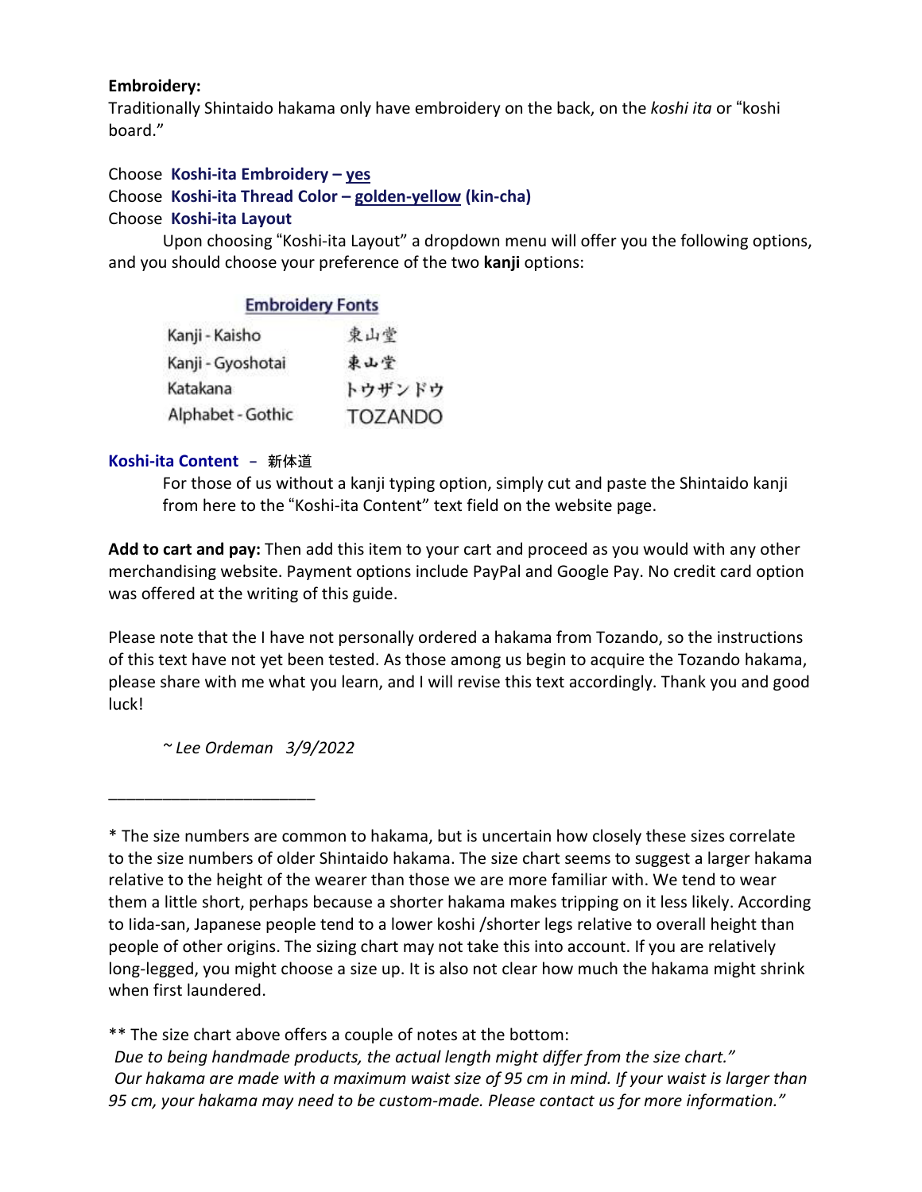**Embroidery:**
Traditionally Shintaido hakama only have embroidery on the back, on the *koshi ita* or "koshi board."

Choose **Koshi-ita Embroidery – yes**
Choose **Koshi-ita Thread Color – golden-yellow (kin-cha)**
Choose **Koshi-ita Layout**

Upon choosing "Koshi-ita Layout" a dropdown menu will offer you the following options, and you should choose your preference of the two **kanji** options:

| Embroidery Fonts | |
|---|---|
| Kanji - Kaisho | 東山堂 |
| Kanji - Gyoshotai | 東山堂 |
| Katakana | トウザンドウ |
| Alphabet - Gothic | TOZANDO |

**Koshi-ita Content** – 新体道

For those of us without a kanji typing option, simply cut and paste the Shintaido kanji from here to the "Koshi-ita Content" text field on the website page.

**Add to cart and pay:** Then add this item to your cart and proceed as you would with any other merchandising website. Payment options include PayPal and Google Pay. No credit card option was offered at the writing of this guide.

Please note that the I have not personally ordered a hakama from Tozando, so the instructions of this text have not yet been tested. As those among us begin to acquire the Tozando hakama, please share with me what you learn, and I will revise this text accordingly. Thank you and good luck!

*~ Lee Ordeman 3/9/2022*

---

* The size numbers are common to hakama, but is uncertain how closely these sizes correlate to the size numbers of older Shintaido hakama. The size chart seems to suggest a larger hakama relative to the height of the wearer than those we are more familiar with. We tend to wear them a little short, perhaps because a shorter hakama makes tripping on it less likely. According to Iida-san, Japanese people tend to a lower koshi /shorter legs relative to overall height than people of other origins. The sizing chart may not take this into account. If you are relatively long-legged, you might choose a size up. It is also not clear how much the hakama might shrink when first laundered.

** The size chart above offers a couple of notes at the bottom:
*Due to being handmade products, the actual length might differ from the size chart."*
*Our hakama are made with a maximum waist size of 95 cm in mind. If your waist is larger than 95 cm, your hakama may need to be custom-made. Please contact us for more information."*